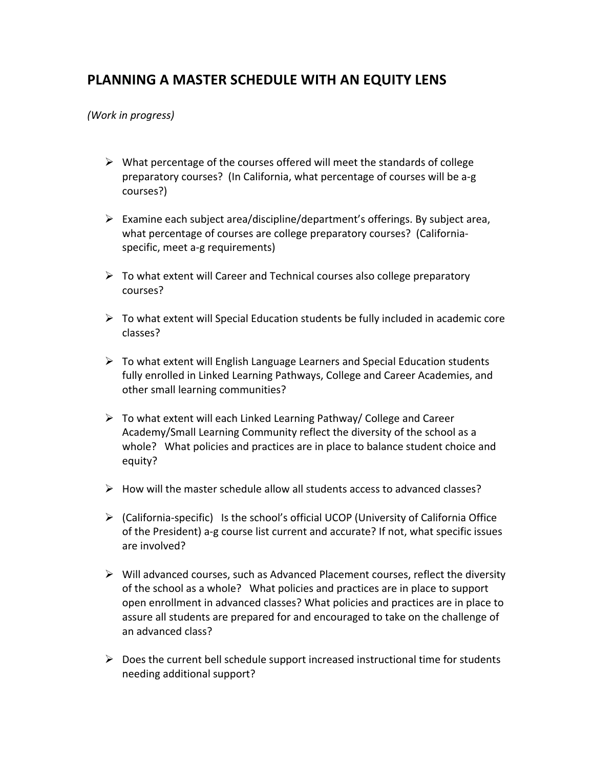# PLANNING A MASTER SCHEDULE WITH AN EQUITY LENS

*(Work in progress)*

- What percentage of the courses offered will meet the standards of college preparatory courses? (In California, what percentage of courses will be a-g courses?)

- Examine each subject area/discipline/department's offerings. By subject area, what percentage of courses are college preparatory courses? (California-specific, meet a-g requirements)

- To what extent will Career and Technical courses also college preparatory courses?

- To what extent will Special Education students be fully included in academic core classes?

- To what extent will English Language Learners and Special Education students fully enrolled in Linked Learning Pathways, College and Career Academies, and other small learning communities?

- To what extent will each Linked Learning Pathway/ College and Career Academy/Small Learning Community reflect the diversity of the school as a whole? What policies and practices are in place to balance student choice and equity?

- How will the master schedule allow all students access to advanced classes?

- (California-specific) Is the school's official UCOP (University of California Office of the President) a-g course list current and accurate? If not, what specific issues are involved?

- Will advanced courses, such as Advanced Placement courses, reflect the diversity of the school as a whole? What policies and practices are in place to support open enrollment in advanced classes? What policies and practices are in place to assure all students are prepared for and encouraged to take on the challenge of an advanced class?

- Does the current bell schedule support increased instructional time for students needing additional support?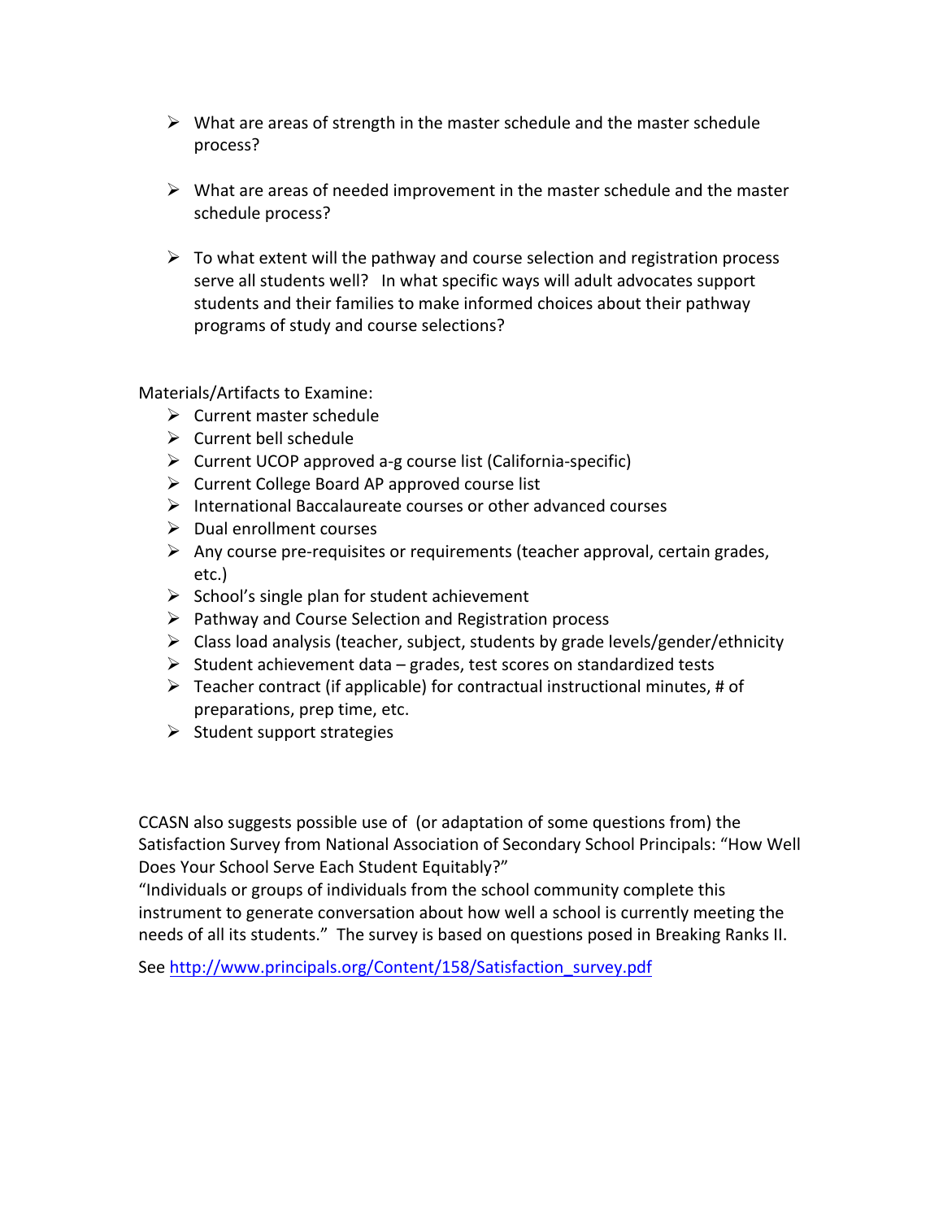- What are areas of strength in the master schedule and the master schedule process?

- What are areas of needed improvement in the master schedule and the master schedule process?

- To what extent will the pathway and course selection and registration process serve all students well? In what specific ways will adult advocates support students and their families to make informed choices about their pathway programs of study and course selections?

Materials/Artifacts to Examine:

- Current master schedule
- Current bell schedule
- Current UCOP approved a-g course list (California-specific)
- Current College Board AP approved course list
- International Baccalaureate courses or other advanced courses
- Dual enrollment courses
- Any course pre-requisites or requirements (teacher approval, certain grades, etc.)
- School's single plan for student achievement
- Pathway and Course Selection and Registration process
- Class load analysis (teacher, subject, students by grade levels/gender/ethnicity
- Student achievement data – grades, test scores on standardized tests
- Teacher contract (if applicable) for contractual instructional minutes, # of preparations, prep time, etc.
- Student support strategies

CCASN also suggests possible use of (or adaptation of some questions from) the Satisfaction Survey from National Association of Secondary School Principals: "How Well Does Your School Serve Each Student Equitably?"
"Individuals or groups of individuals from the school community complete this instrument to generate conversation about how well a school is currently meeting the needs of all its students." The survey is based on questions posed in Breaking Ranks II.

See http://www.principals.org/Content/158/Satisfaction_survey.pdf